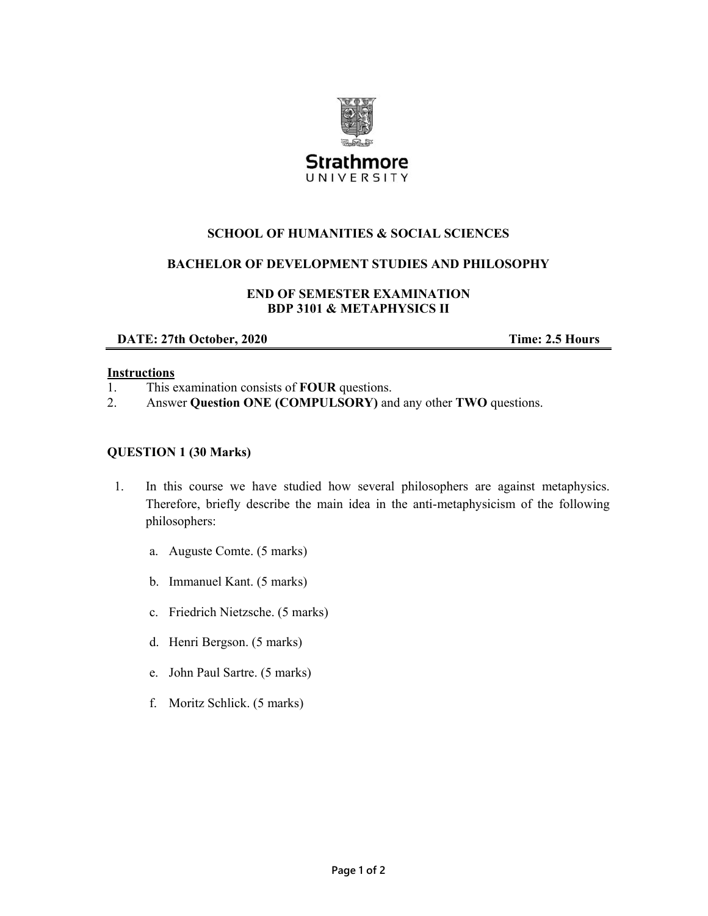Strathmore UNIVERSITY

**SCHOOL OF HUMANITIES & SOCIAL SCIENCES**

**BACHELOR OF DEVELOPMENT STUDIES AND PHILOSOPHY**

**END OF SEMESTER EXAMINATION**
**BDP 3101 & METAPHYSICS II**

**DATE: 27th October, 2020** **Time: 2.5 Hours**

**Instructions**

1. This examination consists of **FOUR** questions.
2. Answer **Question ONE (COMPULSORY)** and any other **TWO** questions.

**QUESTION 1 (30 Marks)**

1. In this course we have studied how several philosophers are against metaphysics. Therefore, briefly describe the main idea in the anti-metaphysicism of the following philosophers:

   a. Auguste Comte. (5 marks)

   b. Immanuel Kant. (5 marks)

   c. Friedrich Nietzsche. (5 marks)

   d. Henri Bergson. (5 marks)

   e. John Paul Sartre. (5 marks)

   f. Moritz Schlick. (5 marks)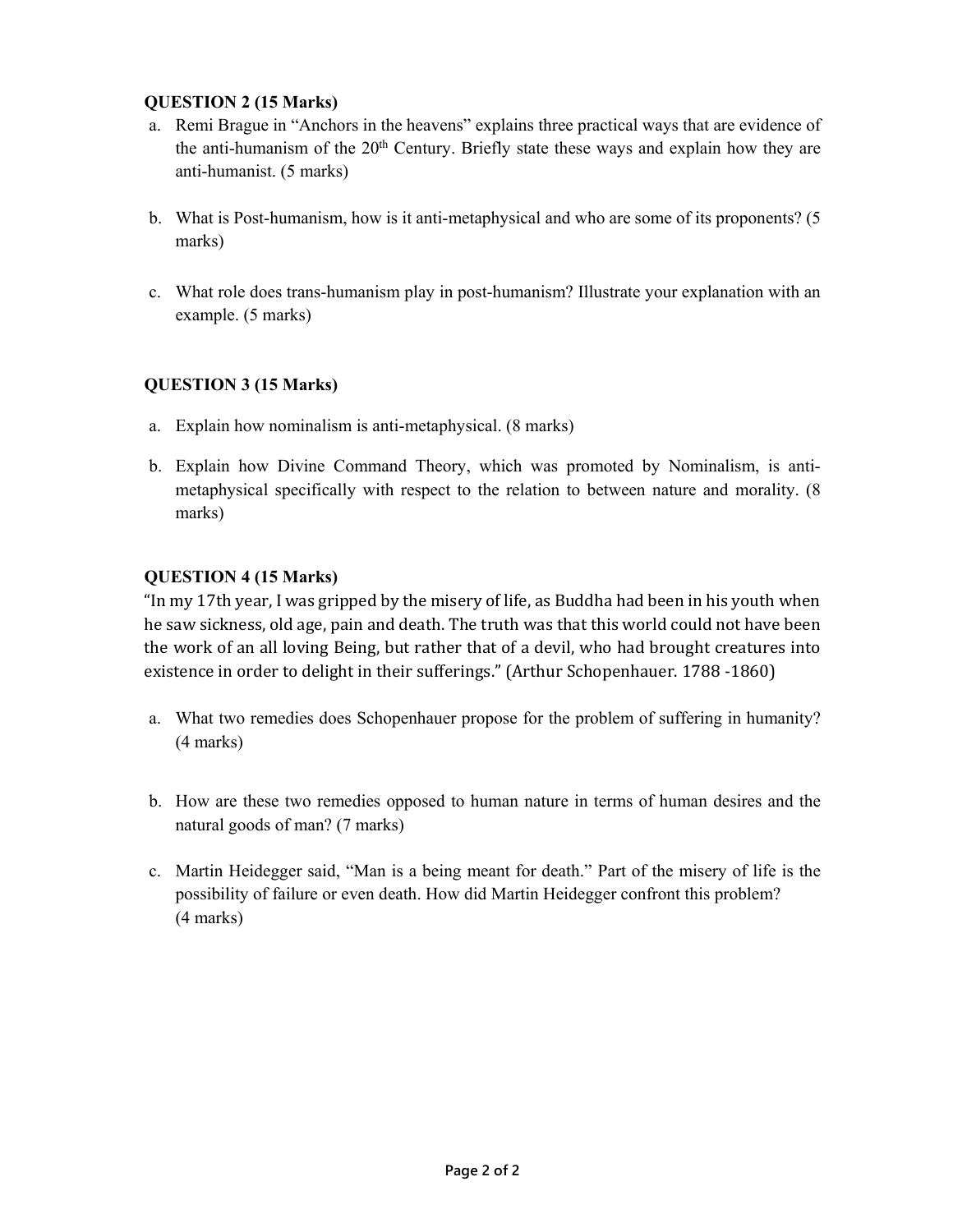**QUESTION 2 (15 Marks)**

a. Remi Brague in "Anchors in the heavens" explains three practical ways that are evidence of the anti-humanism of the 20th Century. Briefly state these ways and explain how they are anti-humanist. (5 marks)

b. What is Post-humanism, how is it anti-metaphysical and who are some of its proponents? (5 marks)

c. What role does trans-humanism play in post-humanism? Illustrate your explanation with an example. (5 marks)

**QUESTION 3 (15 Marks)**

a. Explain how nominalism is anti-metaphysical. (8 marks)

b. Explain how Divine Command Theory, which was promoted by Nominalism, is anti-metaphysical specifically with respect to the relation to between nature and morality. (8 marks)

**QUESTION 4 (15 Marks)**

"In my 17th year, I was gripped by the misery of life, as Buddha had been in his youth when he saw sickness, old age, pain and death. The truth was that this world could not have been the work of an all loving Being, but rather that of a devil, who had brought creatures into existence in order to delight in their sufferings." (Arthur Schopenhauer. 1788 -1860)

a. What two remedies does Schopenhauer propose for the problem of suffering in humanity? (4 marks)

b. How are these two remedies opposed to human nature in terms of human desires and the natural goods of man? (7 marks)

c. Martin Heidegger said, "Man is a being meant for death." Part of the misery of life is the possibility of failure or even death. How did Martin Heidegger confront this problem? (4 marks)